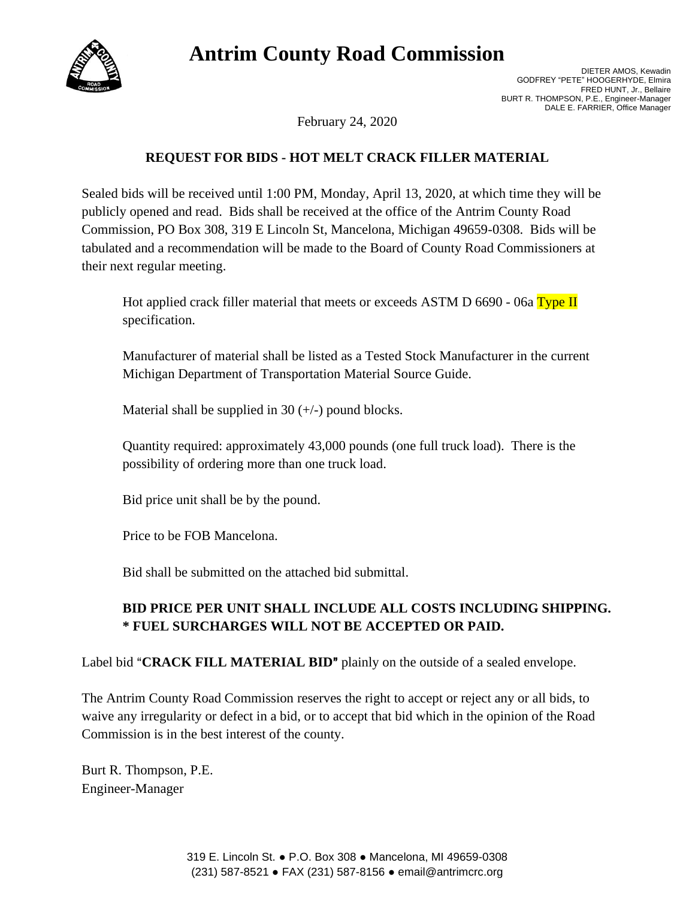# Antrim County Road Commission

DIETER AMOS, Kewadin
GODFREY "PETE" HOOGERHYDE, Elmira
FRED HUNT, Jr., Bellaire
BURT R. THOMPSON, P.E., Engineer-Manager
DALE E. FARRIER, Office Manager

February 24, 2020

## REQUEST FOR BIDS - HOT MELT CRACK FILLER MATERIAL

Sealed bids will be received until 1:00 PM, Monday, April 13, 2020, at which time they will be publicly opened and read. Bids shall be received at the office of the Antrim County Road Commission, PO Box 308, 319 E Lincoln St, Mancelona, Michigan 49659-0308. Bids will be tabulated and a recommendation will be made to the Board of County Road Commissioners at their next regular meeting.

Hot applied crack filler material that meets or exceeds ASTM D 6690 - 06a Type II specification.

Manufacturer of material shall be listed as a Tested Stock Manufacturer in the current Michigan Department of Transportation Material Source Guide.

Material shall be supplied in 30 (+/-) pound blocks.

Quantity required: approximately 43,000 pounds (one full truck load). There is the possibility of ordering more than one truck load.

Bid price unit shall be by the pound.

Price to be FOB Mancelona.

Bid shall be submitted on the attached bid submittal.

**BID PRICE PER UNIT SHALL INCLUDE ALL COSTS INCLUDING SHIPPING.**
**\* FUEL SURCHARGES WILL NOT BE ACCEPTED OR PAID.**

Label bid "**CRACK FILL MATERIAL BID**" plainly on the outside of a sealed envelope.

The Antrim County Road Commission reserves the right to accept or reject any or all bids, to waive any irregularity or defect in a bid, or to accept that bid which in the opinion of the Road Commission is in the best interest of the county.

Burt R. Thompson, P.E.
Engineer-Manager

319 E. Lincoln St. ● P.O. Box 308 ● Mancelona, MI 49659-0308
(231) 587-8521 ● FAX (231) 587-8156 ● email@antrimcrc.org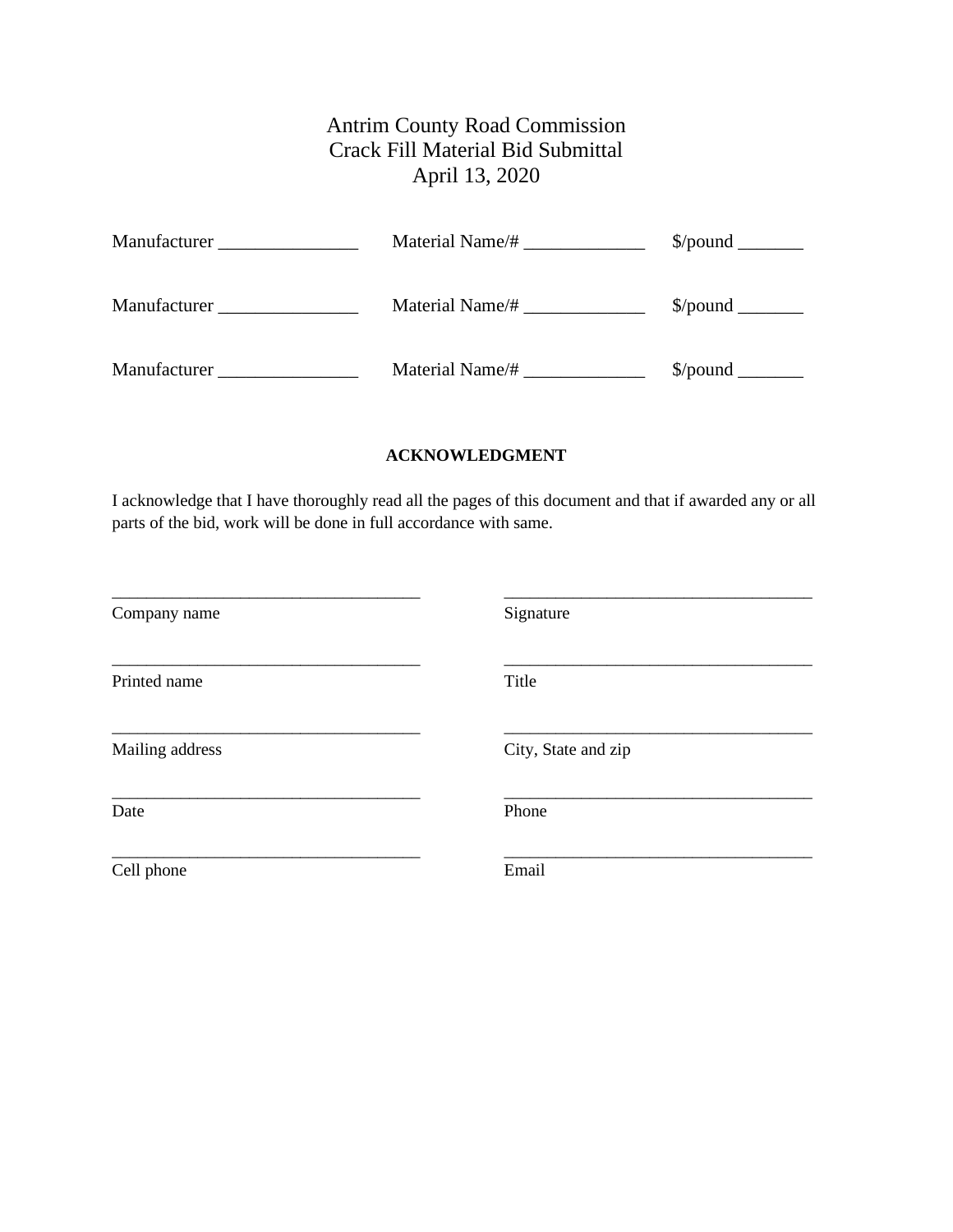# Antrim County Road Commission
# Crack Fill Material Bid Submittal
# April 13, 2020

Manufacturer _______________ Material Name/# _____________ $/pound _______

Manufacturer _______________ Material Name/# _____________ $/pound _______

Manufacturer _______________ Material Name/# _____________ $/pound _______

**ACKNOWLEDGMENT**

I acknowledge that I have thoroughly read all the pages of this document and that if awarded any or all parts of the bid, work will be done in full accordance with same.

| | |
|---|---|
| ____________________________________ | ____________________________________ |
| Company name | Signature |
| ____________________________________ | ____________________________________ |
| Printed name | Title |
| ____________________________________ | ____________________________________ |
| Mailing address | City, State and zip |
| ____________________________________ | ____________________________________ |
| Date | Phone |
| ____________________________________ | ____________________________________ |
| Cell phone | Email |